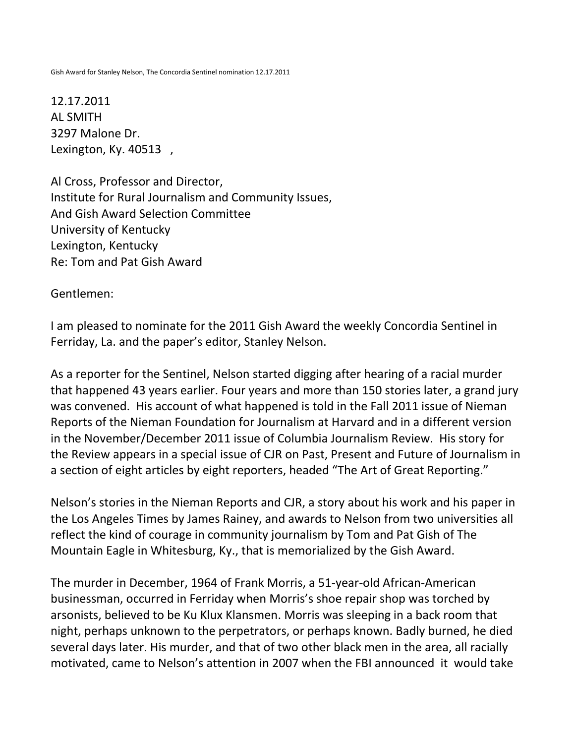Gish Award for Stanley Nelson, The Concordia Sentinel nomination 12.17.2011

12.17.2011
AL SMITH
3297 Malone Dr.
Lexington, Ky. 40513 ,

Al Cross, Professor and Director,
Institute for Rural Journalism and Community Issues,
And Gish Award Selection Committee
University of Kentucky
Lexington, Kentucky
Re: Tom and Pat Gish Award

Gentlemen:

I am pleased to nominate for the 2011 Gish Award the weekly Concordia Sentinel in Ferriday, La. and the paper's editor, Stanley Nelson.

As a reporter for the Sentinel, Nelson started digging after hearing of a racial murder that happened 43 years earlier. Four years and more than 150 stories later, a grand jury was convened. His account of what happened is told in the Fall 2011 issue of Nieman Reports of the Nieman Foundation for Journalism at Harvard and in a different version in the November/December 2011 issue of Columbia Journalism Review. His story for the Review appears in a special issue of CJR on Past, Present and Future of Journalism in a section of eight articles by eight reporters, headed "The Art of Great Reporting."

Nelson's stories in the Nieman Reports and CJR, a story about his work and his paper in the Los Angeles Times by James Rainey, and awards to Nelson from two universities all reflect the kind of courage in community journalism by Tom and Pat Gish of The Mountain Eagle in Whitesburg, Ky., that is memorialized by the Gish Award.

The murder in December, 1964 of Frank Morris, a 51-year-old African-American businessman, occurred in Ferriday when Morris's shoe repair shop was torched by arsonists, believed to be Ku Klux Klansmen. Morris was sleeping in a back room that night, perhaps unknown to the perpetrators, or perhaps known. Badly burned, he died several days later. His murder, and that of two other black men in the area, all racially motivated, came to Nelson's attention in 2007 when the FBI announced it would take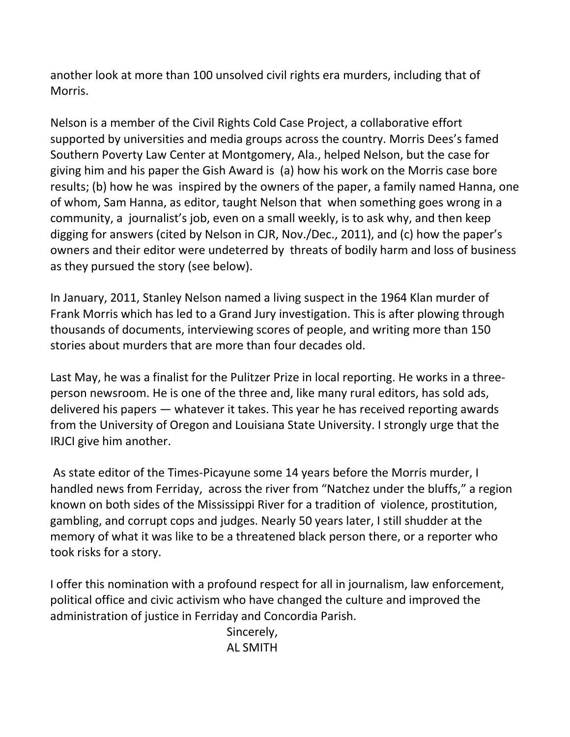another look at more than 100 unsolved civil rights era murders, including that of Morris.

Nelson is a member of the Civil Rights Cold Case Project, a collaborative effort supported by universities and media groups across the country. Morris Dees's famed Southern Poverty Law Center at Montgomery, Ala., helped Nelson, but the case for giving him and his paper the Gish Award is (a) how his work on the Morris case bore results; (b) how he was inspired by the owners of the paper, a family named Hanna, one of whom, Sam Hanna, as editor, taught Nelson that when something goes wrong in a community, a journalist's job, even on a small weekly, is to ask why, and then keep digging for answers (cited by Nelson in CJR, Nov./Dec., 2011), and (c) how the paper's owners and their editor were undeterred by threats of bodily harm and loss of business as they pursued the story (see below).

In January, 2011, Stanley Nelson named a living suspect in the 1964 Klan murder of Frank Morris which has led to a Grand Jury investigation. This is after plowing through thousands of documents, interviewing scores of people, and writing more than 150 stories about murders that are more than four decades old.

Last May, he was a finalist for the Pulitzer Prize in local reporting. He works in a three-person newsroom. He is one of the three and, like many rural editors, has sold ads, delivered his papers — whatever it takes. This year he has received reporting awards from the University of Oregon and Louisiana State University. I strongly urge that the IRJCI give him another.

As state editor of the Times-Picayune some 14 years before the Morris murder, I handled news from Ferriday, across the river from "Natchez under the bluffs," a region known on both sides of the Mississippi River for a tradition of violence, prostitution, gambling, and corrupt cops and judges. Nearly 50 years later, I still shudder at the memory of what it was like to be a threatened black person there, or a reporter who took risks for a story.

I offer this nomination with a profound respect for all in journalism, law enforcement, political office and civic activism who have changed the culture and improved the administration of justice in Ferriday and Concordia Parish.

Sincerely,
AL SMITH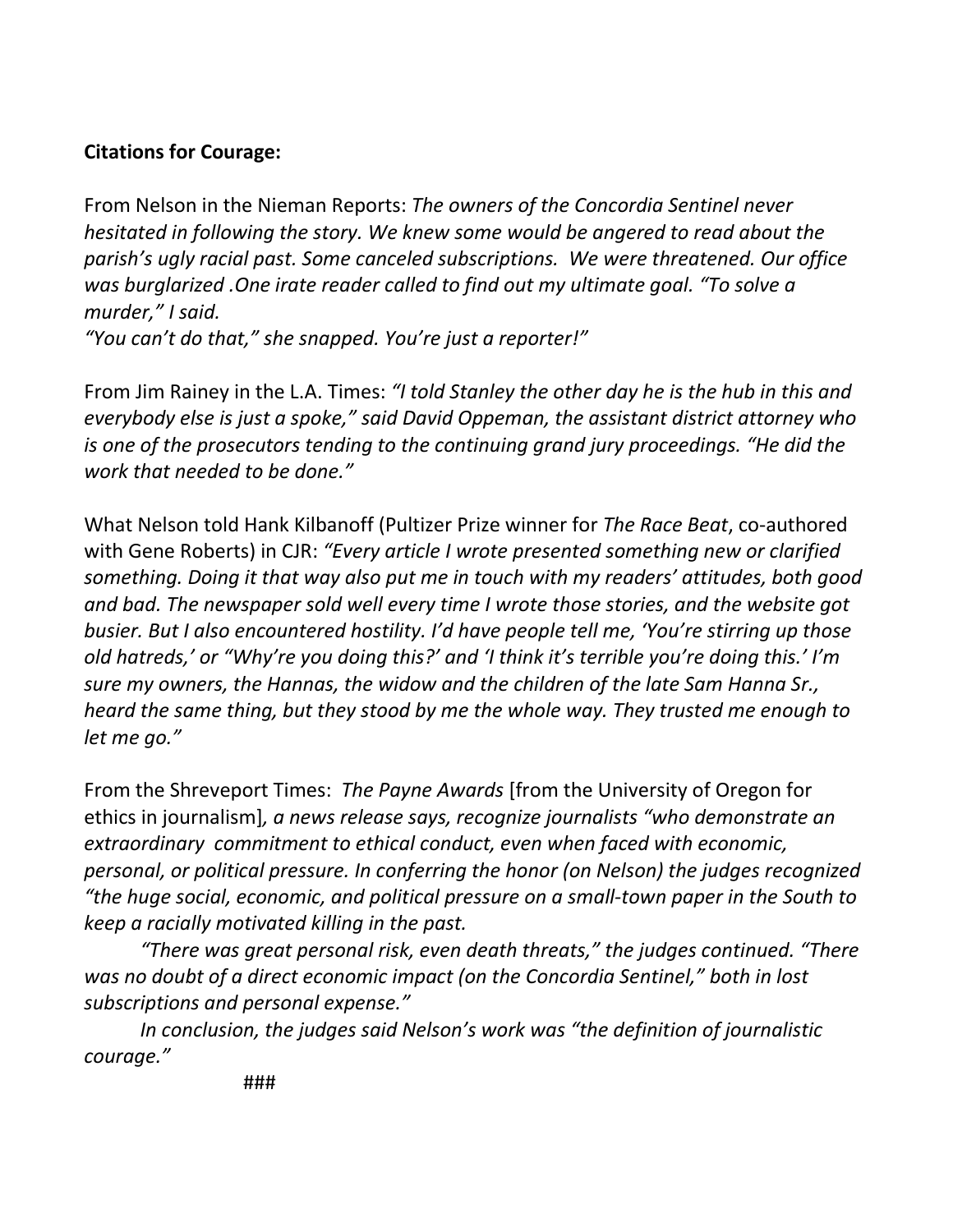**Citations for Courage:**

From Nelson in the Nieman Reports: *The owners of the Concordia Sentinel never hesitated in following the story. We knew some would be angered to read about the parish's ugly racial past. Some canceled subscriptions. We were threatened. Our office was burglarized .One irate reader called to find out my ultimate goal. "To solve a murder," I said.*
*"You can't do that," she snapped. You're just a reporter!"*

From Jim Rainey in the L.A. Times: *"I told Stanley the other day he is the hub in this and everybody else is just a spoke," said David Oppeman, the assistant district attorney who is one of the prosecutors tending to the continuing grand jury proceedings. "He did the work that needed to be done."*

What Nelson told Hank Kilbanoff (Pultizer Prize winner for *The Race Beat*, co-authored with Gene Roberts) in CJR: *"Every article I wrote presented something new or clarified something. Doing it that way also put me in touch with my readers' attitudes, both good and bad. The newspaper sold well every time I wrote those stories, and the website got busier. But I also encountered hostility. I'd have people tell me, 'You're stirring up those old hatreds,' or "Why're you doing this?' and 'I think it's terrible you're doing this.' I'm sure my owners, the Hannas, the widow and the children of the late Sam Hanna Sr., heard the same thing, but they stood by me the whole way. They trusted me enough to let me go."*

From the Shreveport Times: *The Payne Awards* [from the University of Oregon for ethics in journalism]*, a news release says, recognize journalists "who demonstrate an extraordinary commitment to ethical conduct, even when faced with economic, personal, or political pressure. In conferring the honor (on Nelson) the judges recognized "the huge social, economic, and political pressure on a small-town paper in the South to keep a racially motivated killing in the past.*

*"There was great personal risk, even death threats," the judges continued. "There was no doubt of a direct economic impact (on the Concordia Sentinel," both in lost subscriptions and personal expense."*

*In conclusion, the judges said Nelson's work was "the definition of journalistic courage."*

###